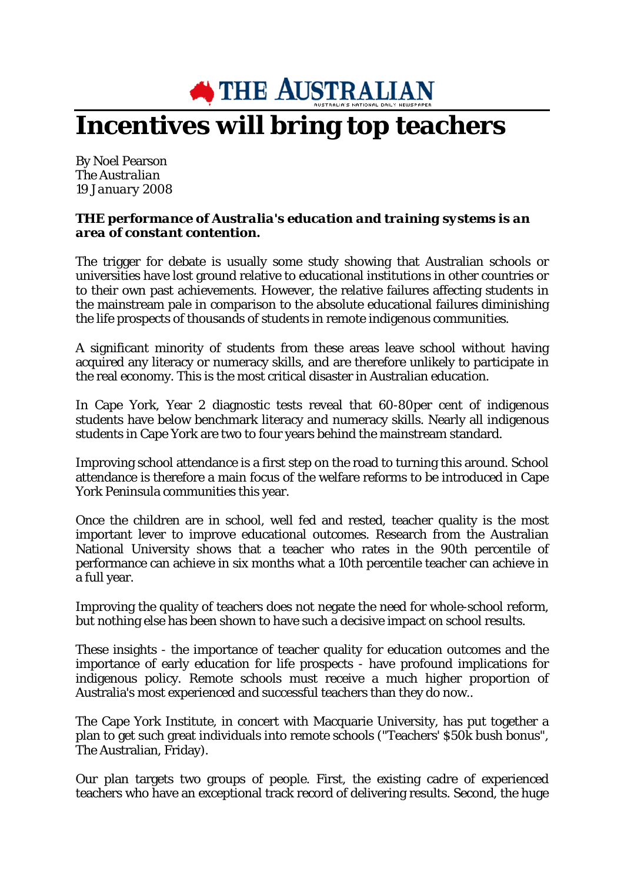THE AUSTRALIAN

# Incentives will bring top teachers

By Noel Pearson
*The Australian*
*19 January 2008*

***THE performance of Australia's education and training systems is an area of constant contention.***

The trigger for debate is usually some study showing that Australian schools or universities have lost ground relative to educational institutions in other countries or to their own past achievements. However, the relative failures affecting students in the mainstream pale in comparison to the absolute educational failures diminishing the life prospects of thousands of students in remote indigenous communities.

A significant minority of students from these areas leave school without having acquired any literacy or numeracy skills, and are therefore unlikely to participate in the real economy. This is the most critical disaster in Australian education.

In Cape York, Year 2 diagnostic tests reveal that 60-80per cent of indigenous students have below benchmark literacy and numeracy skills. Nearly all indigenous students in Cape York are two to four years behind the mainstream standard.

Improving school attendance is a first step on the road to turning this around. School attendance is therefore a main focus of the welfare reforms to be introduced in Cape York Peninsula communities this year.

Once the children are in school, well fed and rested, teacher quality is the most important lever to improve educational outcomes. Research from the Australian National University shows that a teacher who rates in the 90th percentile of performance can achieve in six months what a 10th percentile teacher can achieve in a full year.

Improving the quality of teachers does not negate the need for whole-school reform, but nothing else has been shown to have such a decisive impact on school results.

These insights - the importance of teacher quality for education outcomes and the importance of early education for life prospects - have profound implications for indigenous policy. Remote schools must receive a much higher proportion of Australia's most experienced and successful teachers than they do now..

The Cape York Institute, in concert with Macquarie University, has put together a plan to get such great individuals into remote schools ("Teachers' $50k bush bonus", The Australian, Friday).

Our plan targets two groups of people. First, the existing cadre of experienced teachers who have an exceptional track record of delivering results. Second, the huge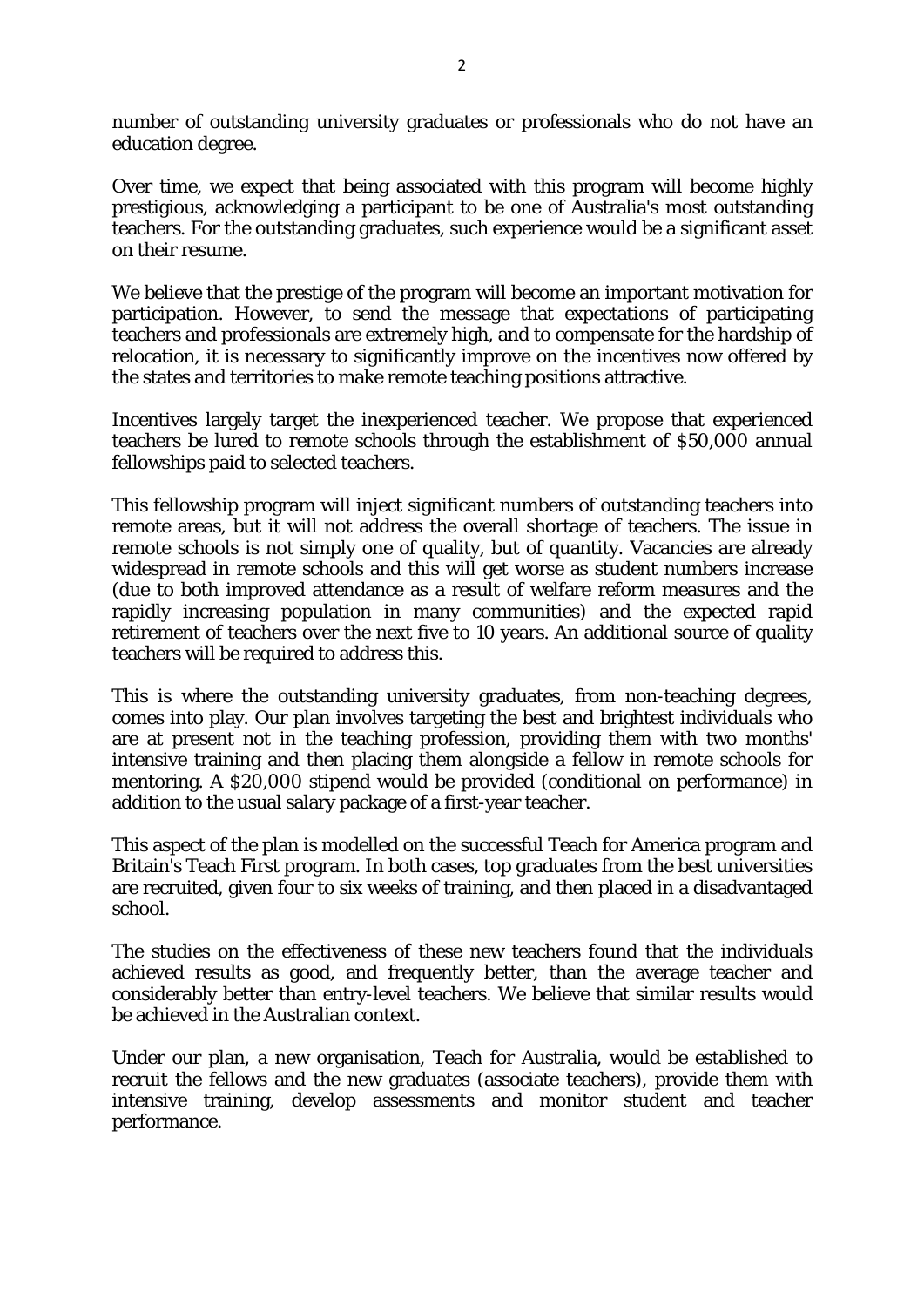number of outstanding university graduates or professionals who do not have an education degree.

Over time, we expect that being associated with this program will become highly prestigious, acknowledging a participant to be one of Australia's most outstanding teachers. For the outstanding graduates, such experience would be a significant asset on their resume.

We believe that the prestige of the program will become an important motivation for participation. However, to send the message that expectations of participating teachers and professionals are extremely high, and to compensate for the hardship of relocation, it is necessary to significantly improve on the incentives now offered by the states and territories to make remote teaching positions attractive.

Incentives largely target the inexperienced teacher. We propose that experienced teachers be lured to remote schools through the establishment of $50,000 annual fellowships paid to selected teachers.

This fellowship program will inject significant numbers of outstanding teachers into remote areas, but it will not address the overall shortage of teachers. The issue in remote schools is not simply one of quality, but of quantity. Vacancies are already widespread in remote schools and this will get worse as student numbers increase (due to both improved attendance as a result of welfare reform measures and the rapidly increasing population in many communities) and the expected rapid retirement of teachers over the next five to 10 years. An additional source of quality teachers will be required to address this.

This is where the outstanding university graduates, from non-teaching degrees, comes into play. Our plan involves targeting the best and brightest individuals who are at present not in the teaching profession, providing them with two months' intensive training and then placing them alongside a fellow in remote schools for mentoring. A $20,000 stipend would be provided (conditional on performance) in addition to the usual salary package of a first-year teacher.

This aspect of the plan is modelled on the successful Teach for America program and Britain's Teach First program. In both cases, top graduates from the best universities are recruited, given four to six weeks of training, and then placed in a disadvantaged school.

The studies on the effectiveness of these new teachers found that the individuals achieved results as good, and frequently better, than the average teacher and considerably better than entry-level teachers. We believe that similar results would be achieved in the Australian context.

Under our plan, a new organisation, Teach for Australia, would be established to recruit the fellows and the new graduates (associate teachers), provide them with intensive training, develop assessments and monitor student and teacher performance.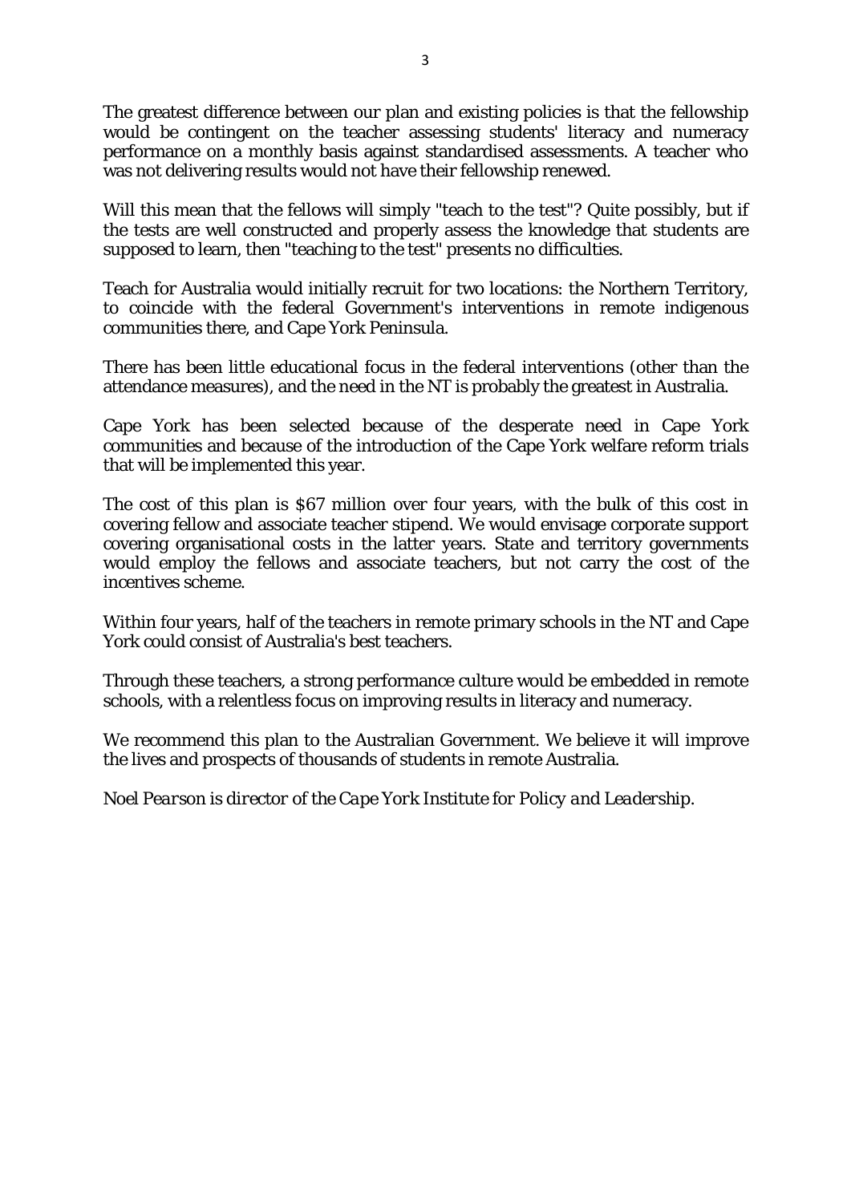The greatest difference between our plan and existing policies is that the fellowship would be contingent on the teacher assessing students' literacy and numeracy performance on a monthly basis against standardised assessments. A teacher who was not delivering results would not have their fellowship renewed.

Will this mean that the fellows will simply "teach to the test"? Quite possibly, but if the tests are well constructed and properly assess the knowledge that students are supposed to learn, then "teaching to the test" presents no difficulties.

Teach for Australia would initially recruit for two locations: the Northern Territory, to coincide with the federal Government's interventions in remote indigenous communities there, and Cape York Peninsula.

There has been little educational focus in the federal interventions (other than the attendance measures), and the need in the NT is probably the greatest in Australia.

Cape York has been selected because of the desperate need in Cape York communities and because of the introduction of the Cape York welfare reform trials that will be implemented this year.

The cost of this plan is $67 million over four years, with the bulk of this cost in covering fellow and associate teacher stipend. We would envisage corporate support covering organisational costs in the latter years. State and territory governments would employ the fellows and associate teachers, but not carry the cost of the incentives scheme.

Within four years, half of the teachers in remote primary schools in the NT and Cape York could consist of Australia's best teachers.

Through these teachers, a strong performance culture would be embedded in remote schools, with a relentless focus on improving results in literacy and numeracy.

We recommend this plan to the Australian Government. We believe it will improve the lives and prospects of thousands of students in remote Australia.

*Noel Pearson is director of the Cape York Institute for Policy and Leadership.*